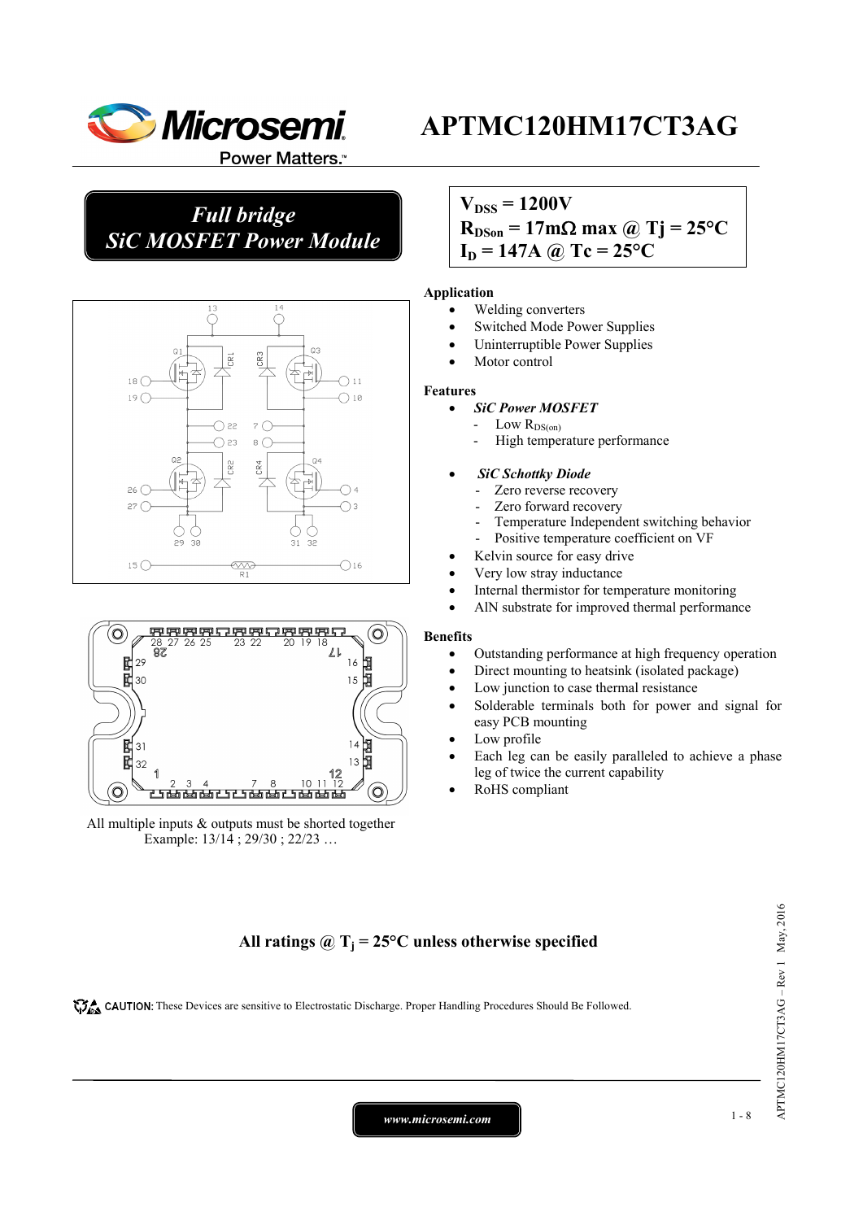# APTMC120HM17CT3AG

*Full bridge*
*SiC MOSFET Power Module*

$V_{DSS}$ = 1200V
$R_{DSon}$ = 17mΩ max @ Tj = 25°C
$I_D$ = 147A @ Tc = 25°C

All multiple inputs & outputs must be shorted together
Example: 13/14 ; 29/30 ; 22/23 …

**Application**

- Welding converters
- Switched Mode Power Supplies
- Uninterruptible Power Supplies
- Motor control

**Features**

- ***SiC Power MOSFET***
  - Low $R_{DS(on)}$
  - High temperature performance
- ***SiC Schottky Diode***
  - Zero reverse recovery
  - Zero forward recovery
  - Temperature Independent switching behavior
  - Positive temperature coefficient on VF
- Kelvin source for easy drive
- Very low stray inductance
- Internal thermistor for temperature monitoring
- AlN substrate for improved thermal performance

**Benefits**

- Outstanding performance at high frequency operation
- Direct mounting to heatsink (isolated package)
- Low junction to case thermal resistance
- Solderable terminals both for power and signal for easy PCB mounting
- Low profile
- Each leg can be easily paralleled to achieve a phase leg of twice the current capability
- RoHS compliant

**All ratings @ $T_j$ = 25°C unless otherwise specified**

CAUTION: These Devices are sensitive to Electrostatic Discharge. Proper Handling Procedures Should Be Followed.

www.microsemi.com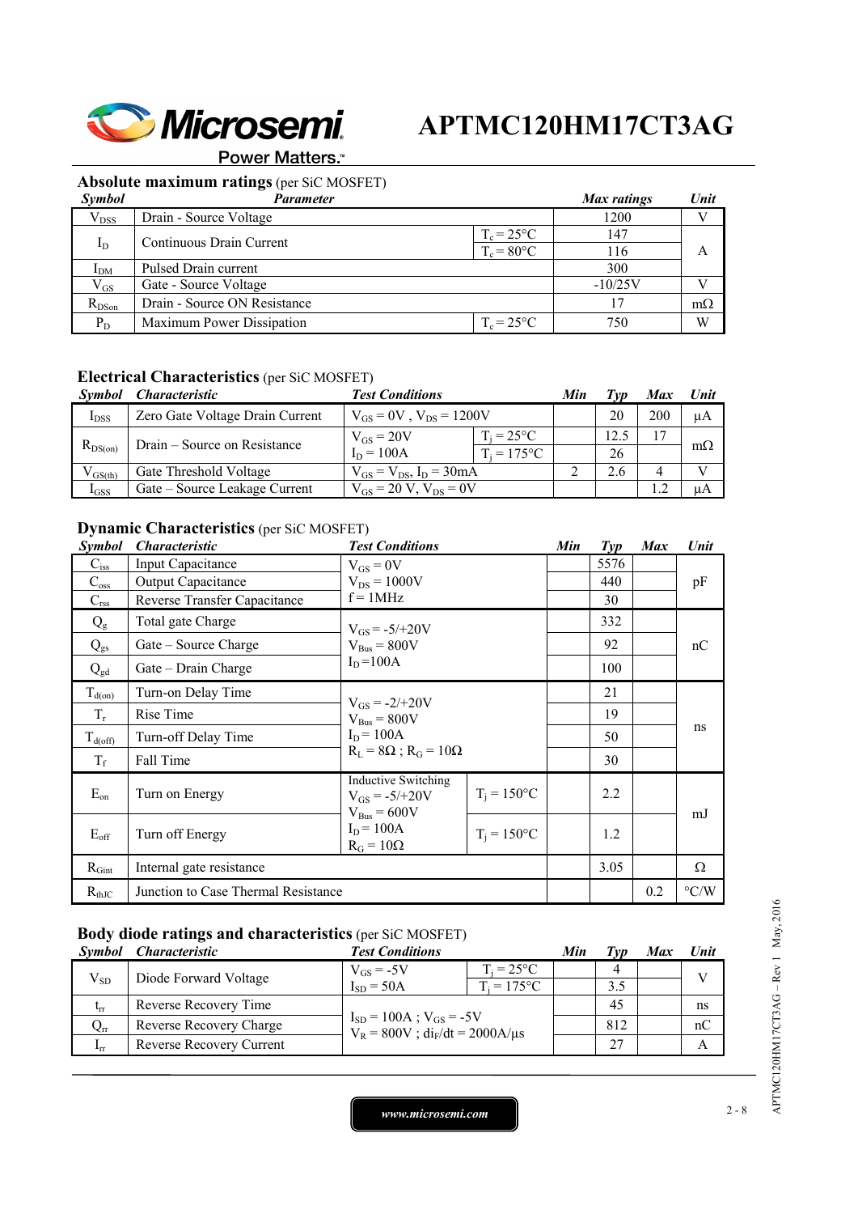# APTMC120HM17CT3AG

### Absolute maximum ratings (per SiC MOSFET)

| Symbol | Parameter | | Max ratings | Unit |
|---|---|---|---|---|
| $V_{DSS}$ | Drain - Source Voltage | | 1200 | V |
| $I_D$ | Continuous Drain Current | $T_c = 25°C$ | 147 | A |
| | | $T_c = 80°C$ | 116 | |
| $I_{DM}$ | Pulsed Drain current | | 300 | |
| $V_{GS}$ | Gate - Source Voltage | | -10/25V | V |
| $R_{DSon}$ | Drain - Source ON Resistance | | 17 | mΩ |
| $P_D$ | Maximum Power Dissipation | $T_c = 25°C$ | 750 | W |

### Electrical Characteristics (per SiC MOSFET)

| Symbol | Characteristic | Test Conditions | | Min | Typ | Max | Unit |
|---|---|---|---|---|---|---|---|
| $I_{DSS}$ | Zero Gate Voltage Drain Current | $V_{GS} = 0V$ , $V_{DS} = 1200V$ | | | 20 | 200 | µA |
| $R_{DS(on)}$ | Drain – Source on Resistance | $V_{GS} = 20V$ $I_D = 100A$ | $T_j = 25°C$ | | 12.5 | 17 | mΩ |
| | | | $T_j = 175°C$ | | 26 | | |
| $V_{GS(th)}$ | Gate Threshold Voltage | $V_{GS} = V_{DS}$, $I_D = 30mA$ | | 2 | 2.6 | 4 | V |
| $I_{GSS}$ | Gate – Source Leakage Current | $V_{GS} = 20$ V, $V_{DS} = 0V$ | | | | 1.2 | µA |

### Dynamic Characteristics (per SiC MOSFET)

| Symbol | Characteristic | Test Conditions | | Min | Typ | Max | Unit |
|---|---|---|---|---|---|---|---|
| $C_{iss}$ | Input Capacitance | $V_{GS} = 0V$ $V_{DS} = 1000V$ f = 1MHz | | | 5576 | | pF |
| $C_{oss}$ | Output Capacitance | | | | 440 | | |
| $C_{rss}$ | Reverse Transfer Capacitance | | | | 30 | | |
| $Q_g$ | Total gate Charge | $V_{GS} = -5/+20V$ $V_{Bus} = 800V$ $I_D = 100A$ | | | 332 | | nC |
| $Q_{gs}$ | Gate – Source Charge | | | | 92 | | |
| $Q_{gd}$ | Gate – Drain Charge | | | | 100 | | |
| $T_{d(on)}$ | Turn-on Delay Time | $V_{GS} = -2/+20V$ $V_{Bus} = 800V$ $I_D = 100A$ $R_L = 8Ω$ ; $R_G = 10Ω$ | | | 21 | | ns |
| $T_r$ | Rise Time | | | | 19 | | |
| $T_{d(off)}$ | Turn-off Delay Time | | | | 50 | | |
| $T_f$ | Fall Time | | | | 30 | | |
| $E_{on}$ | Turn on Energy | Inductive Switching $V_{GS} = -5/+20V$ $V_{Bus} = 600V$ $I_D = 100A$ $R_G = 10Ω$ | $T_j = 150°C$ | | 2.2 | | mJ |
| $E_{off}$ | Turn off Energy | | $T_j = 150°C$ | | 1.2 | | |
| $R_{Gint}$ | Internal gate resistance | | | | 3.05 | | Ω |
| $R_{thJC}$ | Junction to Case Thermal Resistance | | | | | 0.2 | °C/W |

### Body diode ratings and characteristics (per SiC MOSFET)

| Symbol | Characteristic | Test Conditions | | Min | Typ | Max | Unit |
|---|---|---|---|---|---|---|---|
| $V_{SD}$ | Diode Forward Voltage | $V_{GS} = -5V$ $I_{SD} = 50A$ | $T_j = 25°C$ | | 4 | | V |
| | | | $T_j = 175°C$ | | 3.5 | | |
| $t_{rr}$ | Reverse Recovery Time | $I_{SD} = 100A$ ; $V_{GS} = -5V$ $V_R = 800V$ ; $di_F/dt = 2000A/µs$ | | | 45 | | ns |
| $Q_{rr}$ | Reverse Recovery Charge | | | | 812 | | nC |
| $I_{rr}$ | Reverse Recovery Current | | | | 27 | | A |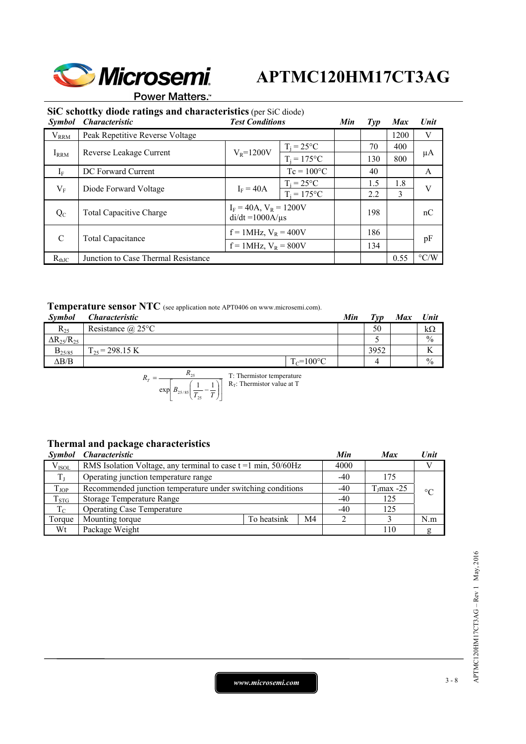## SiC schottky diode ratings and characteristics (per SiC diode)

| Symbol | Characteristic | Test Conditions | | Min | Typ | Max | Unit |
|---|---|---|---|---|---|---|---|
| $V_{RRM}$ | Peak Repetitive Reverse Voltage | | | | | 1200 | V |
| $I_{RRM}$ | Reverse Leakage Current | $V_R$=1200V | $T_j$ = 25°C | | 70 | 400 | µA |
| | | | $T_j$ = 175°C | | 130 | 800 | |
| $I_F$ | DC Forward Current | | Tc = 100°C | | 40 | | A |
| $V_F$ | Diode Forward Voltage | $I_F$ = 40A | $T_j$ = 25°C | | 1.5 | 1.8 | V |
| | | | $T_j$ = 175°C | | 2.2 | 3 | |
| $Q_C$ | Total Capacitive Charge | $I_F$ = 40A, $V_R$ = 1200V di/dt =1000A/µs | | | 198 | | nC |
| C | Total Capacitance | f = 1MHz, $V_R$ = 400V | | | 186 | | pF |
| | | f = 1MHz, $V_R$ = 800V | | | 134 | | |
| $R_{thJC}$ | Junction to Case Thermal Resistance | | | | | 0.55 | °C/W |

## Temperature sensor NTC (see application note APT0406 on www.microsemi.com).

| Symbol | Characteristic | | Min | Typ | Max | Unit |
|---|---|---|---|---|---|---|
| $R_{25}$ | Resistance @ 25°C | | | 50 | | kΩ |
| $\Delta R_{25}/R_{25}$ | | | | 5 | | % |
| $B_{25/85}$ | $T_{25}$ = 298.15 K | | | 3952 | | K |
| ΔB/B | | $T_C$=100°C | | 4 | | % |

$$R_T = \frac{R_{25}}{\exp\left[B_{25/85}\left(\frac{1}{T_{25}} - \frac{1}{T}\right)\right]}$$

T: Thermistor temperature
$R_T$: Thermistor value at T

## Thermal and package characteristics

| Symbol | Characteristic | | | Min | Max | Unit |
|---|---|---|---|---|---|---|
| $V_{ISOL}$ | RMS Isolation Voltage, any terminal to case t =1 min, 50/60Hz | | | 4000 | | V |
| $T_J$ | Operating junction temperature range | | | -40 | 175 | °C |
| $T_{JOP}$ | Recommended junction temperature under switching conditions | | | -40 | $T_J$max -25 | |
| $T_{STG}$ | Storage Temperature Range | | | -40 | 125 | |
| $T_C$ | Operating Case Temperature | | | -40 | 125 | |
| Torque | Mounting torque | To heatsink | M4 | 2 | 3 | N.m |
| Wt | Package Weight | | | | 110 | g |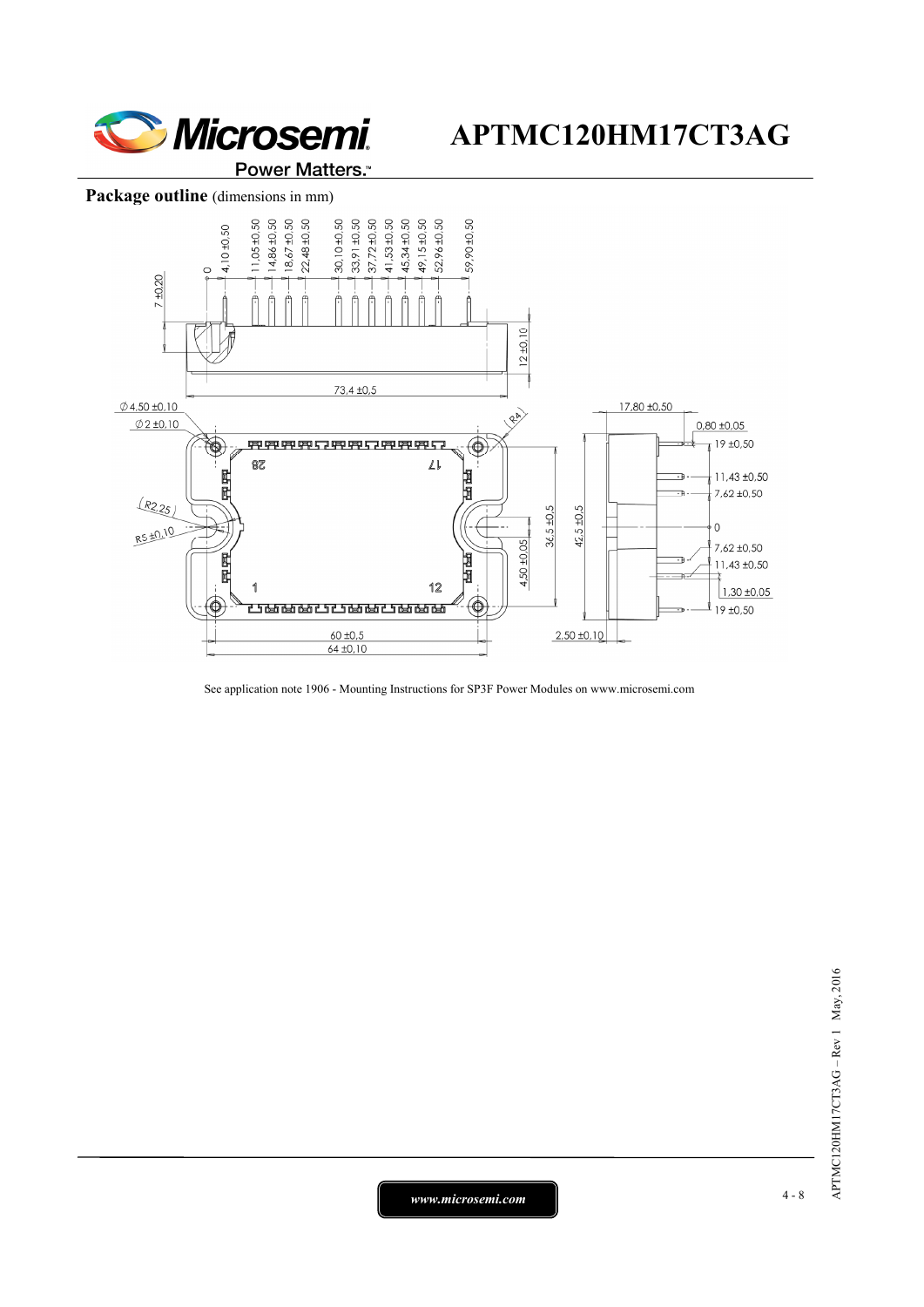## Package outline (dimensions in mm)

See application note 1906 - Mounting Instructions for SP3F Power Modules on www.microsemi.com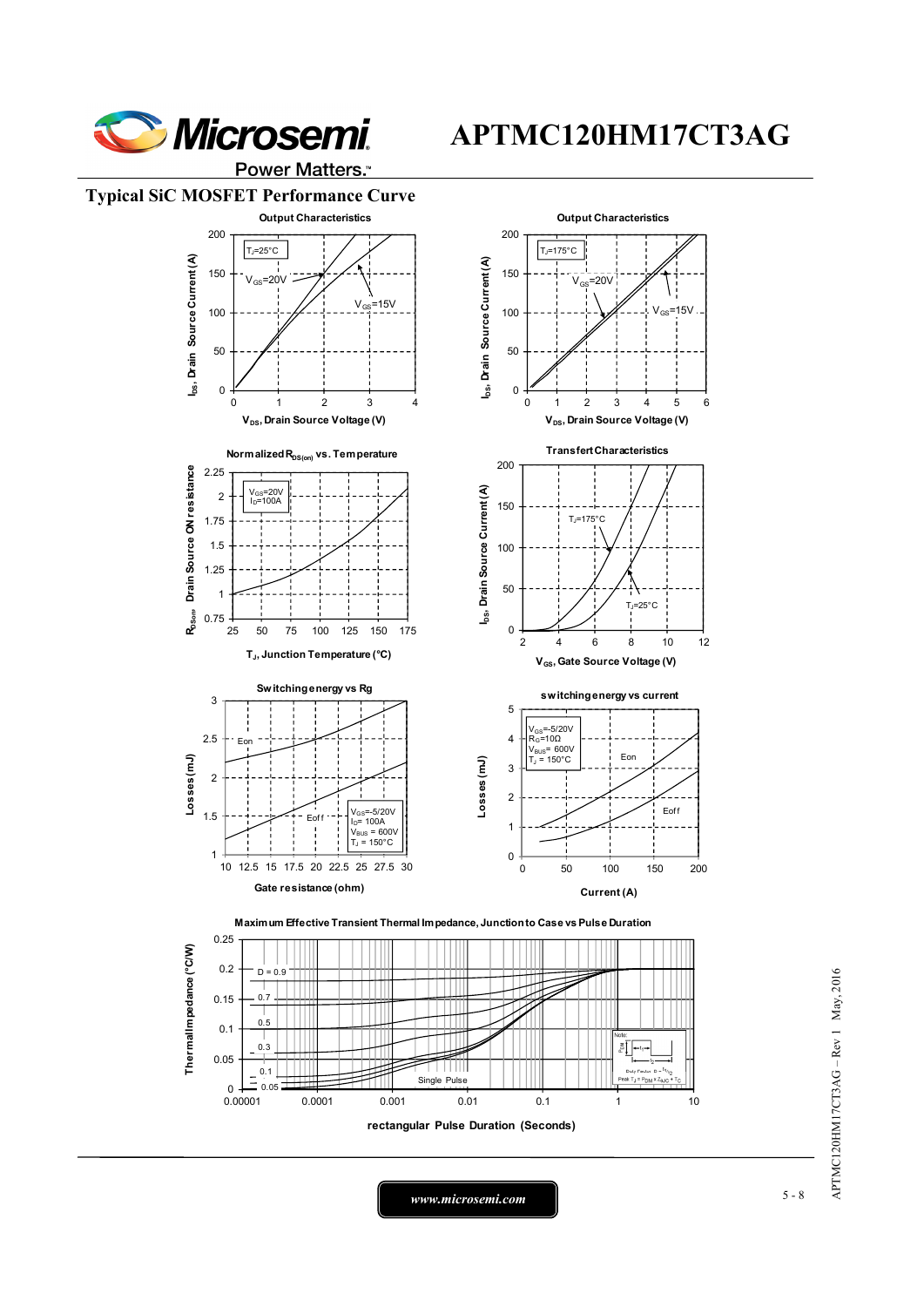## Typical SiC MOSFET Performance Curve

**Output Characteristics**

$T_J$=25°C

$V_{GS}$=20V

$V_{GS}$=15V

$I_{DS}$, Drain Source Current (A)

$V_{DS}$, Drain Source Voltage (V)

**Output Characteristics**

$T_J$=175°C

$V_{GS}$=20V

$V_{GS}$=15V

$I_{DS}$, Drain Source Current (A)

$V_{DS}$, Drain Source Voltage (V)

**Normalized $R_{DS(on)}$ vs. Temperature**

$V_{GS}$=20V
$I_D$=100A

$R_{DSon}$ Drain Source ON resistance

$T_J$, Junction Temperature (°C)

**Transfert Characteristics**

$T_J$=175°C

$T_J$=25°C

$I_{DS}$, Drain Source Current (A)

$V_{GS}$, Gate Source Voltage (V)

**Switching energy vs Rg**

Eon

Eoff

$V_{GS}$=-5/20V
$I_D$= 100A
$V_{BUS}$ = 600V
$T_J$ = 150°C

Losses (mJ)

Gate resistance (ohm)

**switching energy vs current**

$V_{GS}$=-5/20V
$R_G$=10Ω
$V_{BUS}$= 600V
$T_J$ = 150°C

Eon

Eoff

Losses (mJ)

Current (A)

**Maximum Effective Transient Thermal Impedance, Junction to Case vs Pulse Duration**

D = 0.9, 0.7, 0.5, 0.3, 0.1, 0.05

Single Pulse

Note: Duty Factor $D = t_1/t_2$; Peak $T_J = P_{DM} \times Z_{\theta JC} + T_C$

Thermal Impedance (°C/W)

rectangular Pulse Duration (Seconds)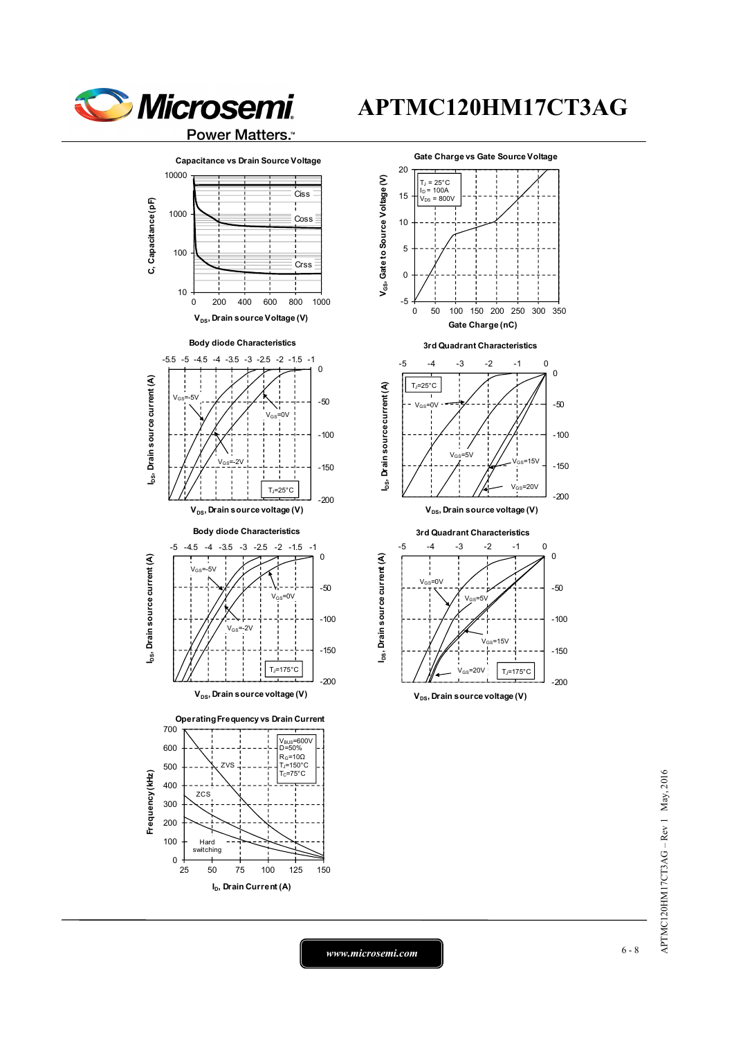# APTMC120HM17CT3AG

**Capacitance vs Drain Source Voltage**

C, Capacitance (pF): 10, 100, 1000, 10000

$V_{DS}$, Drain source Voltage (V): 0, 200, 400, 600, 800, 1000

Ciss, Coss, Crss

**Gate Charge vs Gate Source Voltage**

$T_J$ = 25°C
$I_D$ = 100A
$V_{DS}$ = 800V

$V_{GS}$, Gate to Source Voltage (V): -5, 0, 5, 10, 15, 20

Gate Charge (nC): 0, 50, 100, 150, 200, 250, 300, 350

**Body diode Characteristics**

$V_{GS}$=-5V, $V_{GS}$=0V, $V_{GS}$=-2V, $T_J$=25°C

$I_{DS}$, Drain source current (A): 0, -50, -100, -150, -200

$V_{DS}$, Drain source voltage (V): -5.5, -5, -4.5, -4, -3.5, -3, -2.5, -2, -1.5, -1

**3rd Quadrant Characteristics**

$T_J$=25°C, $V_{GS}$=0V, $V_{GS}$=5V, $V_{GS}$=15V, $V_{GS}$=20V

$I_{DS}$, Drain source current (A): 0, -50, -100, -150, -200

$V_{DS}$, Drain source voltage (V): -5, -4, -3, -2, -1, 0

**Body diode Characteristics**

$V_{GS}$=-5V, $V_{GS}$=0V, $V_{GS}$=-2V, $T_J$=175°C

$I_{DS}$, Drain source current (A): 0, -50, -100, -150, -200

$V_{DS}$, Drain source voltage (V): -5, -4.5, -4, -3.5, -3, -2.5, -2, -1.5, -1

**3rd Quadrant Characteristics**

$V_{GS}$=0V, $V_{GS}$=5V, $V_{GS}$=15V, $V_{GS}$=20V, $T_J$=175°C

$I_{DS}$, Drain source current (A): 0, -50, -100, -150, -200

$V_{DS}$, Drain source voltage (V): -5, -4, -3, -2, -1, 0

**Operating Frequency vs Drain Current**

$V_{BUS}$=600V
D=50%
$R_G$=10Ω
$T_J$=150°C
$T_C$=75°C

ZVS, ZCS, Hard switching

Frequency (kHz): 0, 100, 200, 300, 400, 500, 600, 700

$I_D$, Drain Current (A): 25, 50, 75, 100, 125, 150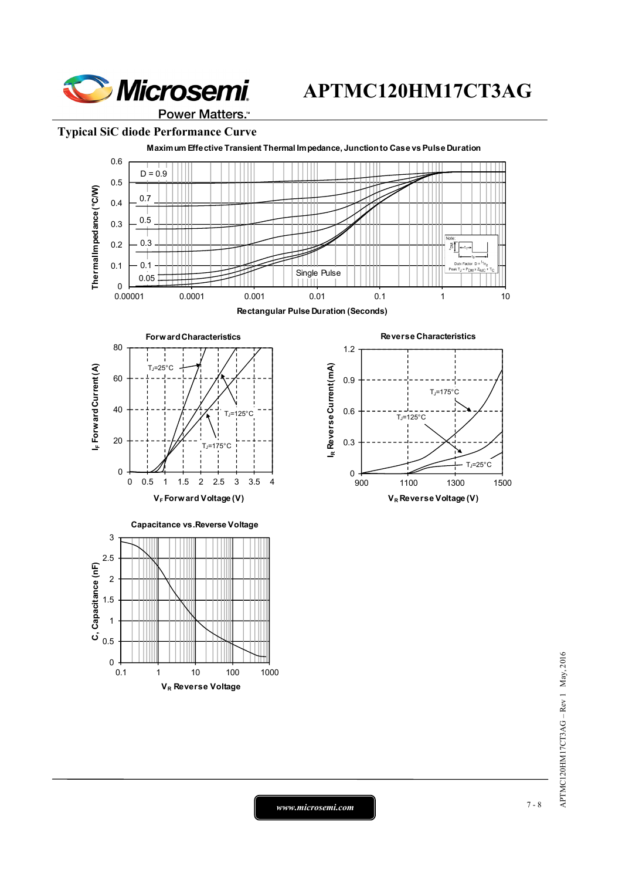## Typical SiC diode Performance Curve

**Maximum Effective Transient Thermal Impedance, Junction to Case vs Pulse Duration**

Thermal Impedance (°C/W) vs Rectangular Pulse Duration (Seconds)

D = 0.9, 0.7, 0.5, 0.3, 0.1, 0.05, Single Pulse

Note: Duty Factor $D = t_1/t_2$; Peak $T_J = P_{DM} \times Z_{\theta JC} + T_C$

**Forward Characteristics**

$I_F$ Forward Current (A) vs $V_F$ Forward Voltage (V)

$T_J$=25°C, $T_J$=125°C, $T_J$=175°C

**Reverse Characteristics**

$I_R$ Reverse Current (mA) vs $V_R$ Reverse Voltage (V)

$T_J$=175°C, $T_J$=125°C, $T_J$=25°C

**Capacitance vs. Reverse Voltage**

C, Capacitance (nF) vs $V_R$ Reverse Voltage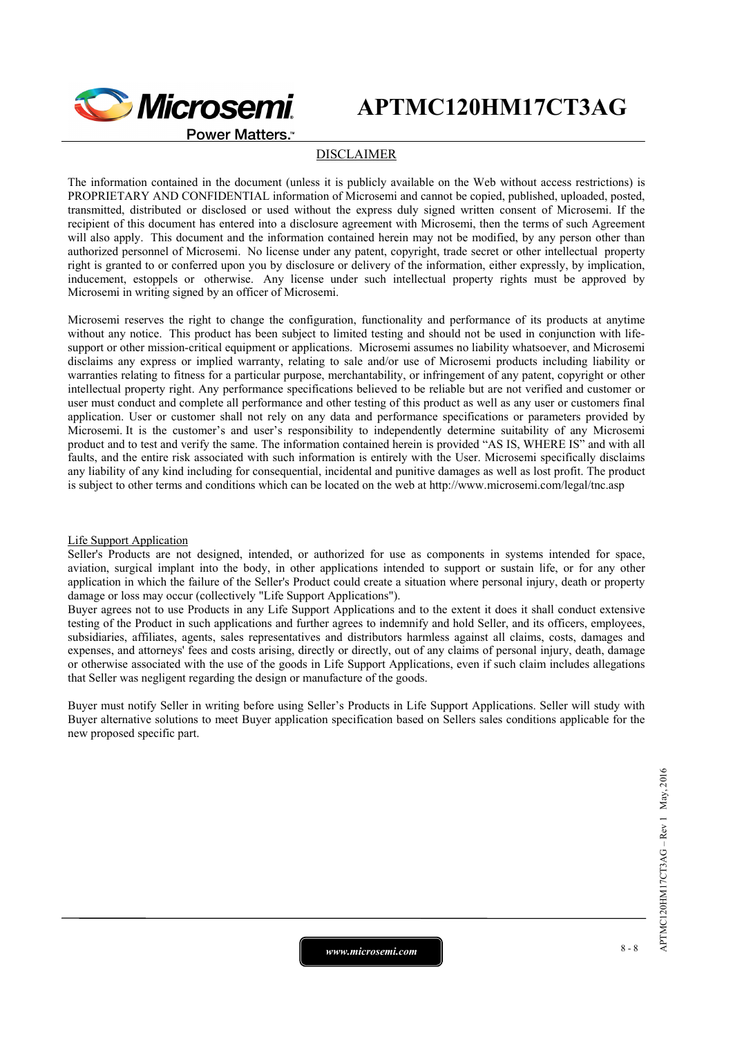## DISCLAIMER

The information contained in the document (unless it is publicly available on the Web without access restrictions) is PROPRIETARY AND CONFIDENTIAL information of Microsemi and cannot be copied, published, uploaded, posted, transmitted, distributed or disclosed or used without the express duly signed written consent of Microsemi. If the recipient of this document has entered into a disclosure agreement with Microsemi, then the terms of such Agreement will also apply. This document and the information contained herein may not be modified, by any person other than authorized personnel of Microsemi. No license under any patent, copyright, trade secret or other intellectual property right is granted to or conferred upon you by disclosure or delivery of the information, either expressly, by implication, inducement, estoppels or otherwise. Any license under such intellectual property rights must be approved by Microsemi in writing signed by an officer of Microsemi.

Microsemi reserves the right to change the configuration, functionality and performance of its products at anytime without any notice. This product has been subject to limited testing and should not be used in conjunction with life-support or other mission-critical equipment or applications. Microsemi assumes no liability whatsoever, and Microsemi disclaims any express or implied warranty, relating to sale and/or use of Microsemi products including liability or warranties relating to fitness for a particular purpose, merchantability, or infringement of any patent, copyright or other intellectual property right. Any performance specifications believed to be reliable but are not verified and customer or user must conduct and complete all performance and other testing of this product as well as any user or customers final application. User or customer shall not rely on any data and performance specifications or parameters provided by Microsemi. It is the customer's and user's responsibility to independently determine suitability of any Microsemi product and to test and verify the same. The information contained herein is provided "AS IS, WHERE IS" and with all faults, and the entire risk associated with such information is entirely with the User. Microsemi specifically disclaims any liability of any kind including for consequential, incidental and punitive damages as well as lost profit. The product is subject to other terms and conditions which can be located on the web at http://www.microsemi.com/legal/tnc.asp

### Life Support Application

Seller's Products are not designed, intended, or authorized for use as components in systems intended for space, aviation, surgical implant into the body, in other applications intended to support or sustain life, or for any other application in which the failure of the Seller's Product could create a situation where personal injury, death or property damage or loss may occur (collectively "Life Support Applications").

Buyer agrees not to use Products in any Life Support Applications and to the extent it does it shall conduct extensive testing of the Product in such applications and further agrees to indemnify and hold Seller, and its officers, employees, subsidiaries, affiliates, agents, sales representatives and distributors harmless against all claims, costs, damages and expenses, and attorneys' fees and costs arising, directly or directly, out of any claims of personal injury, death, damage or otherwise associated with the use of the goods in Life Support Applications, even if such claim includes allegations that Seller was negligent regarding the design or manufacture of the goods.

Buyer must notify Seller in writing before using Seller's Products in Life Support Applications. Seller will study with Buyer alternative solutions to meet Buyer application specification based on Sellers sales conditions applicable for the new proposed specific part.